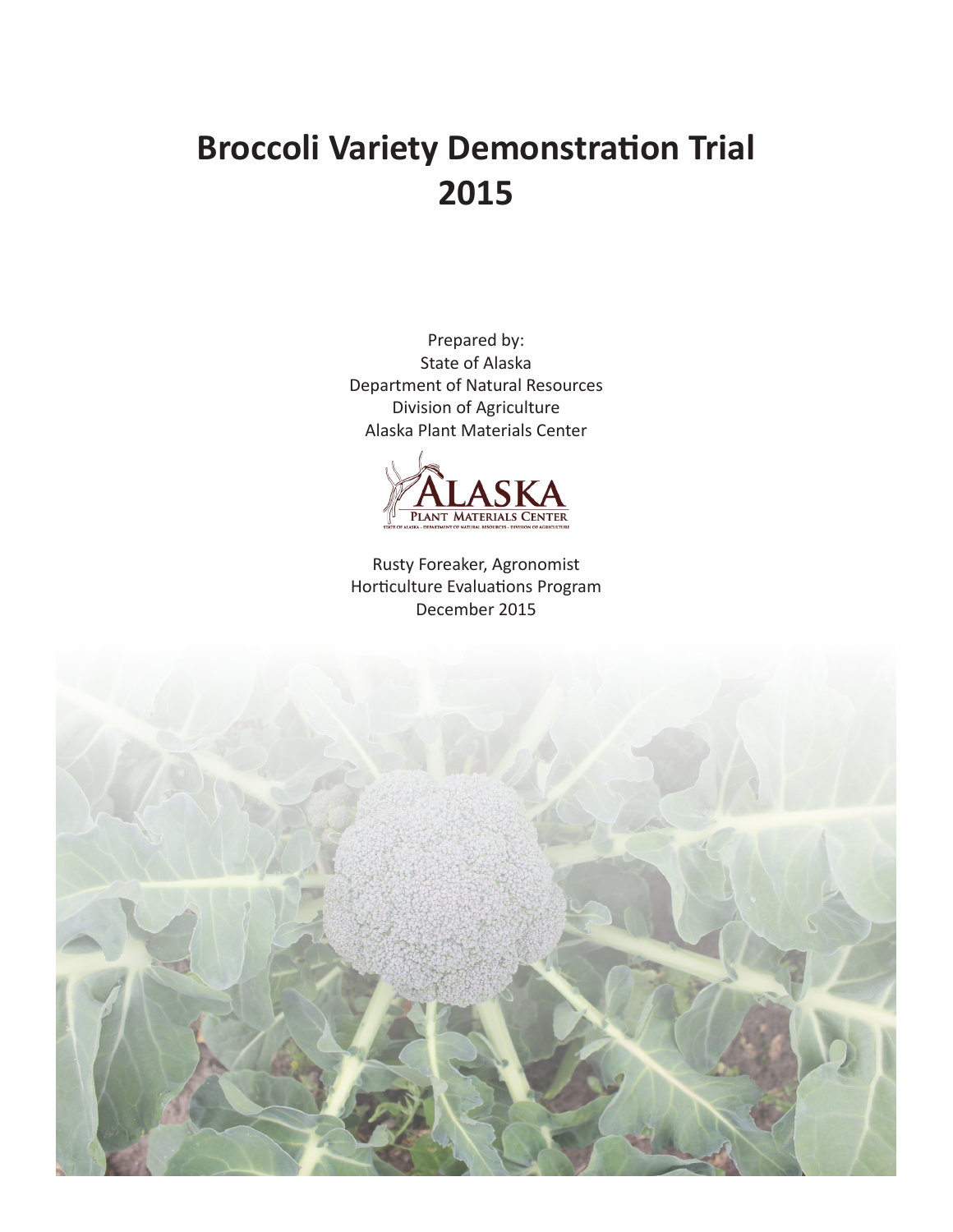# Broccoli Variety Demonstration Trial 2015

Prepared by:
State of Alaska
Department of Natural Resources
Division of Agriculture
Alaska Plant Materials Center

Rusty Foreaker, Agronomist
Horticulture Evaluations Program
December 2015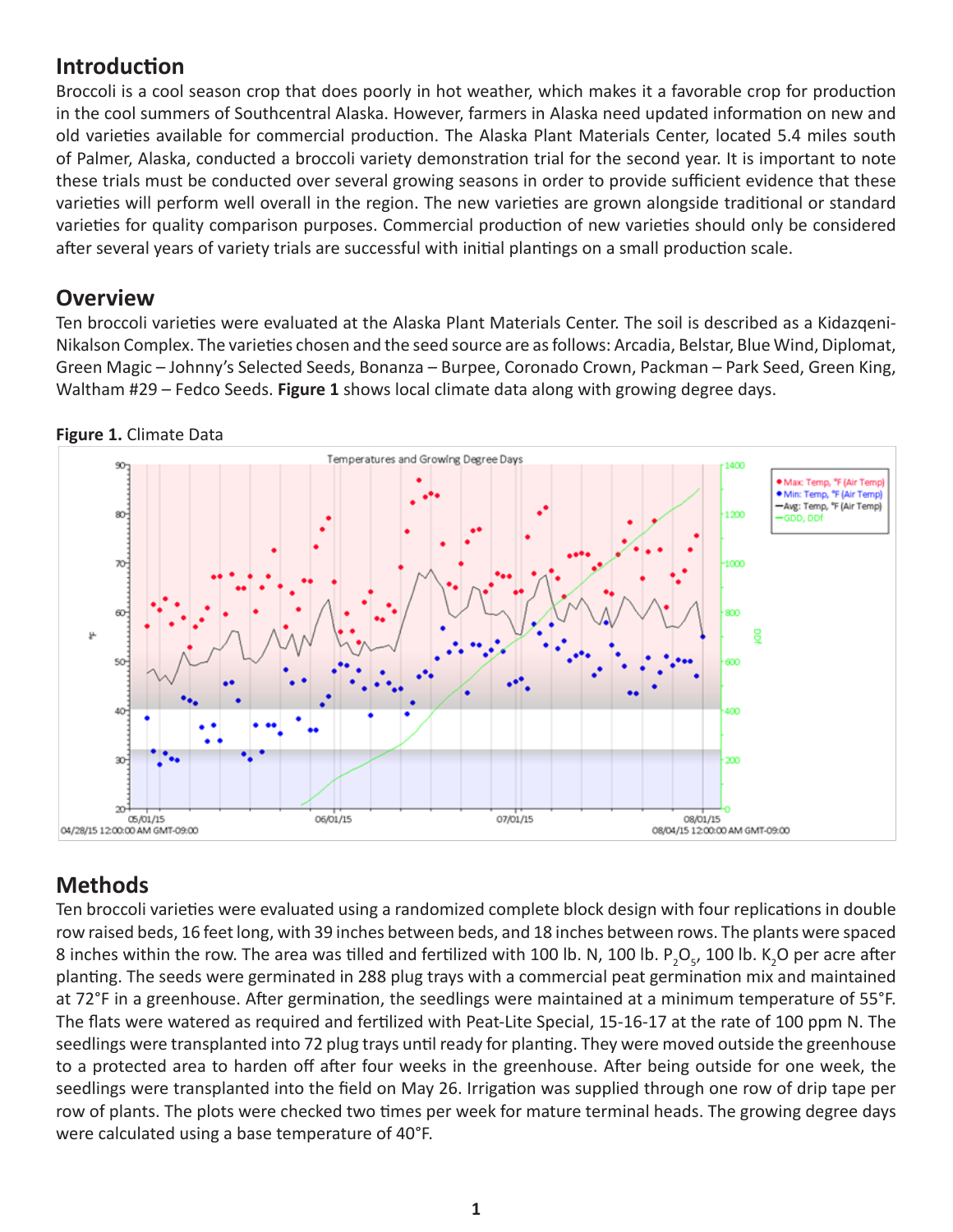## Introduction

Broccoli is a cool season crop that does poorly in hot weather, which makes it a favorable crop for production in the cool summers of Southcentral Alaska. However, farmers in Alaska need updated information on new and old varieties available for commercial production. The Alaska Plant Materials Center, located 5.4 miles south of Palmer, Alaska, conducted a broccoli variety demonstration trial for the second year. It is important to note these trials must be conducted over several growing seasons in order to provide sufficient evidence that these varieties will perform well overall in the region. The new varieties are grown alongside traditional or standard varieties for quality comparison purposes. Commercial production of new varieties should only be considered after several years of variety trials are successful with initial plantings on a small production scale.

## Overview

Ten broccoli varieties were evaluated at the Alaska Plant Materials Center. The soil is described as a Kidazqeni-Nikalson Complex. The varieties chosen and the seed source are as follows: Arcadia, Belstar, Blue Wind, Diplomat, Green Magic – Johnny's Selected Seeds, Bonanza – Burpee, Coronado Crown, Packman – Park Seed, Green King, Waltham #29 – Fedco Seeds. **Figure 1** shows local climate data along with growing degree days.

**Figure 1.** Climate Data

## Methods

Ten broccoli varieties were evaluated using a randomized complete block design with four replications in double row raised beds, 16 feet long, with 39 inches between beds, and 18 inches between rows. The plants were spaced 8 inches within the row. The area was tilled and fertilized with 100 lb. N, 100 lb. $P_2O_5$, 100 lb. $K_2O$ per acre after planting. The seeds were germinated in 288 plug trays with a commercial peat germination mix and maintained at 72°F in a greenhouse. After germination, the seedlings were maintained at a minimum temperature of 55°F. The flats were watered as required and fertilized with Peat-Lite Special, 15-16-17 at the rate of 100 ppm N. The seedlings were transplanted into 72 plug trays until ready for planting. They were moved outside the greenhouse to a protected area to harden off after four weeks in the greenhouse. After being outside for one week, the seedlings were transplanted into the field on May 26. Irrigation was supplied through one row of drip tape per row of plants. The plots were checked two times per week for mature terminal heads. The growing degree days were calculated using a base temperature of 40°F.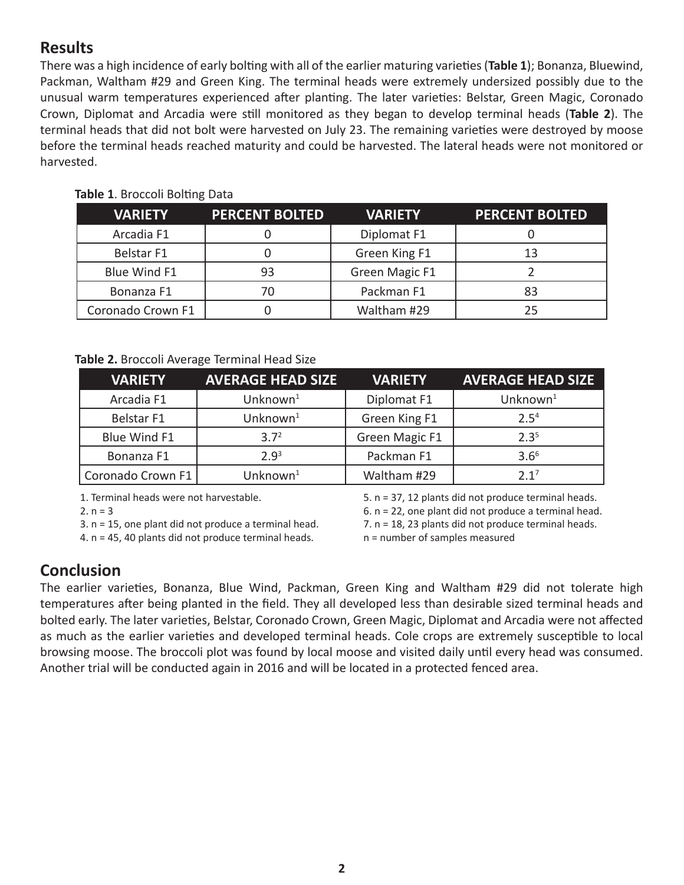## Results

There was a high incidence of early bolting with all of the earlier maturing varieties (**Table 1**); Bonanza, Bluewind, Packman, Waltham #29 and Green King. The terminal heads were extremely undersized possibly due to the unusual warm temperatures experienced after planting. The later varieties: Belstar, Green Magic, Coronado Crown, Diplomat and Arcadia were still monitored as they began to develop terminal heads (**Table 2**). The terminal heads that did not bolt were harvested on July 23. The remaining varieties were destroyed by moose before the terminal heads reached maturity and could be harvested. The lateral heads were not monitored or harvested.

**Table 1**. Broccoli Bolting Data

| VARIETY | PERCENT BOLTED | VARIETY | PERCENT BOLTED |
|---|---|---|---|
| Arcadia F1 | 0 | Diplomat F1 | 0 |
| Belstar F1 | 0 | Green King F1 | 13 |
| Blue Wind F1 | 93 | Green Magic F1 | 2 |
| Bonanza F1 | 70 | Packman F1 | 83 |
| Coronado Crown F1 | 0 | Waltham #29 | 25 |

**Table 2.** Broccoli Average Terminal Head Size

| VARIETY | AVERAGE HEAD SIZE | VARIETY | AVERAGE HEAD SIZE |
|---|---|---|---|
| Arcadia F1 | Unknown[1] | Diplomat F1 | Unknown[1] |
| Belstar F1 | Unknown[1] | Green King F1 | 2.5[4] |
| Blue Wind F1 | 3.7[2] | Green Magic F1 | 2.3[5] |
| Bonanza F1 | 2.9[3] | Packman F1 | 3.6[6] |
| Coronado Crown F1 | Unknown[1] | Waltham #29 | 2.1[7] |

1. Terminal heads were not harvestable.
2. n = 3
3. n = 15, one plant did not produce a terminal head.
4. n = 45, 40 plants did not produce terminal heads.
5. n = 37, 12 plants did not produce terminal heads.
6. n = 22, one plant did not produce a terminal head.
7. n = 18, 23 plants did not produce terminal heads.

n = number of samples measured

## Conclusion

The earlier varieties, Bonanza, Blue Wind, Packman, Green King and Waltham #29 did not tolerate high temperatures after being planted in the field. They all developed less than desirable sized terminal heads and bolted early. The later varieties, Belstar, Coronado Crown, Green Magic, Diplomat and Arcadia were not affected as much as the earlier varieties and developed terminal heads. Cole crops are extremely susceptible to local browsing moose. The broccoli plot was found by local moose and visited daily until every head was consumed. Another trial will be conducted again in 2016 and will be located in a protected fenced area.